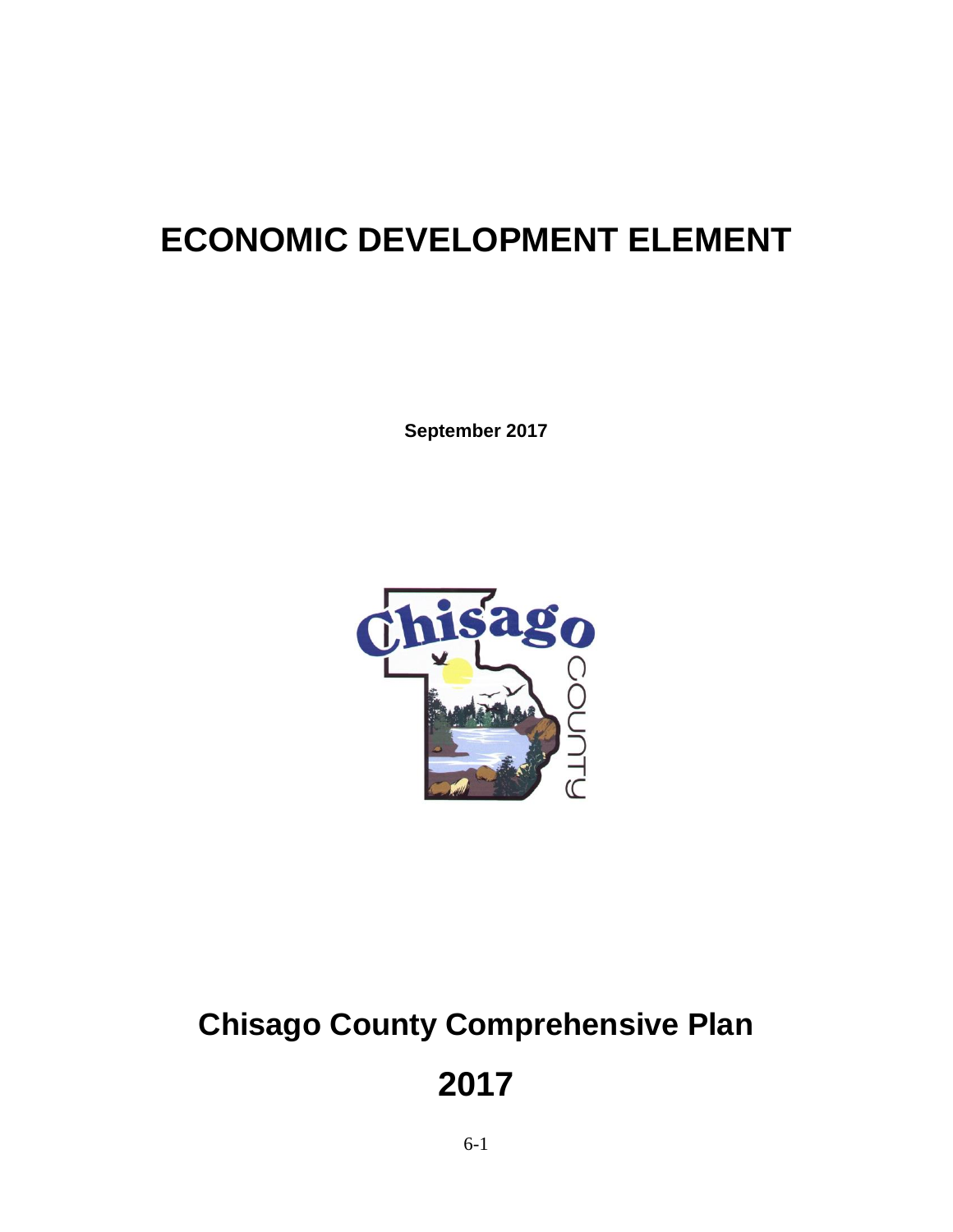# ECONOMIC DEVELOPMENT ELEMENT

**September 2017**

# Chisago County Comprehensive Plan

# 2017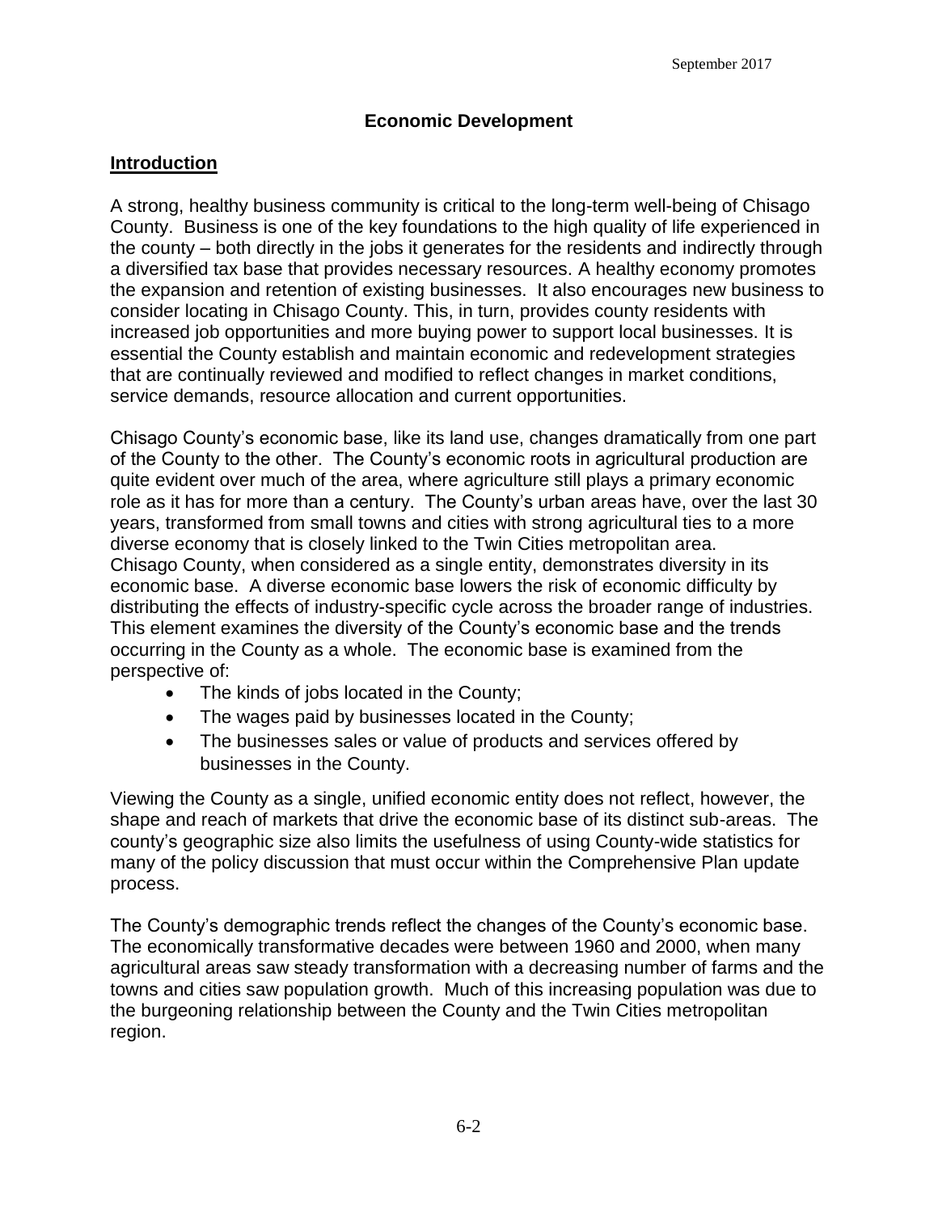# Economic Development

## Introduction

A strong, healthy business community is critical to the long-term well-being of Chisago County. Business is one of the key foundations to the high quality of life experienced in the county – both directly in the jobs it generates for the residents and indirectly through a diversified tax base that provides necessary resources. A healthy economy promotes the expansion and retention of existing businesses. It also encourages new business to consider locating in Chisago County. This, in turn, provides county residents with increased job opportunities and more buying power to support local businesses. It is essential the County establish and maintain economic and redevelopment strategies that are continually reviewed and modified to reflect changes in market conditions, service demands, resource allocation and current opportunities.

Chisago County's economic base, like its land use, changes dramatically from one part of the County to the other. The County's economic roots in agricultural production are quite evident over much of the area, where agriculture still plays a primary economic role as it has for more than a century. The County's urban areas have, over the last 30 years, transformed from small towns and cities with strong agricultural ties to a more diverse economy that is closely linked to the Twin Cities metropolitan area. Chisago County, when considered as a single entity, demonstrates diversity in its economic base. A diverse economic base lowers the risk of economic difficulty by distributing the effects of industry-specific cycle across the broader range of industries. This element examines the diversity of the County's economic base and the trends occurring in the County as a whole. The economic base is examined from the perspective of:

- The kinds of jobs located in the County;
- The wages paid by businesses located in the County;
- The businesses sales or value of products and services offered by businesses in the County.

Viewing the County as a single, unified economic entity does not reflect, however, the shape and reach of markets that drive the economic base of its distinct sub-areas. The county's geographic size also limits the usefulness of using County-wide statistics for many of the policy discussion that must occur within the Comprehensive Plan update process.

The County's demographic trends reflect the changes of the County's economic base. The economically transformative decades were between 1960 and 2000, when many agricultural areas saw steady transformation with a decreasing number of farms and the towns and cities saw population growth. Much of this increasing population was due to the burgeoning relationship between the County and the Twin Cities metropolitan region.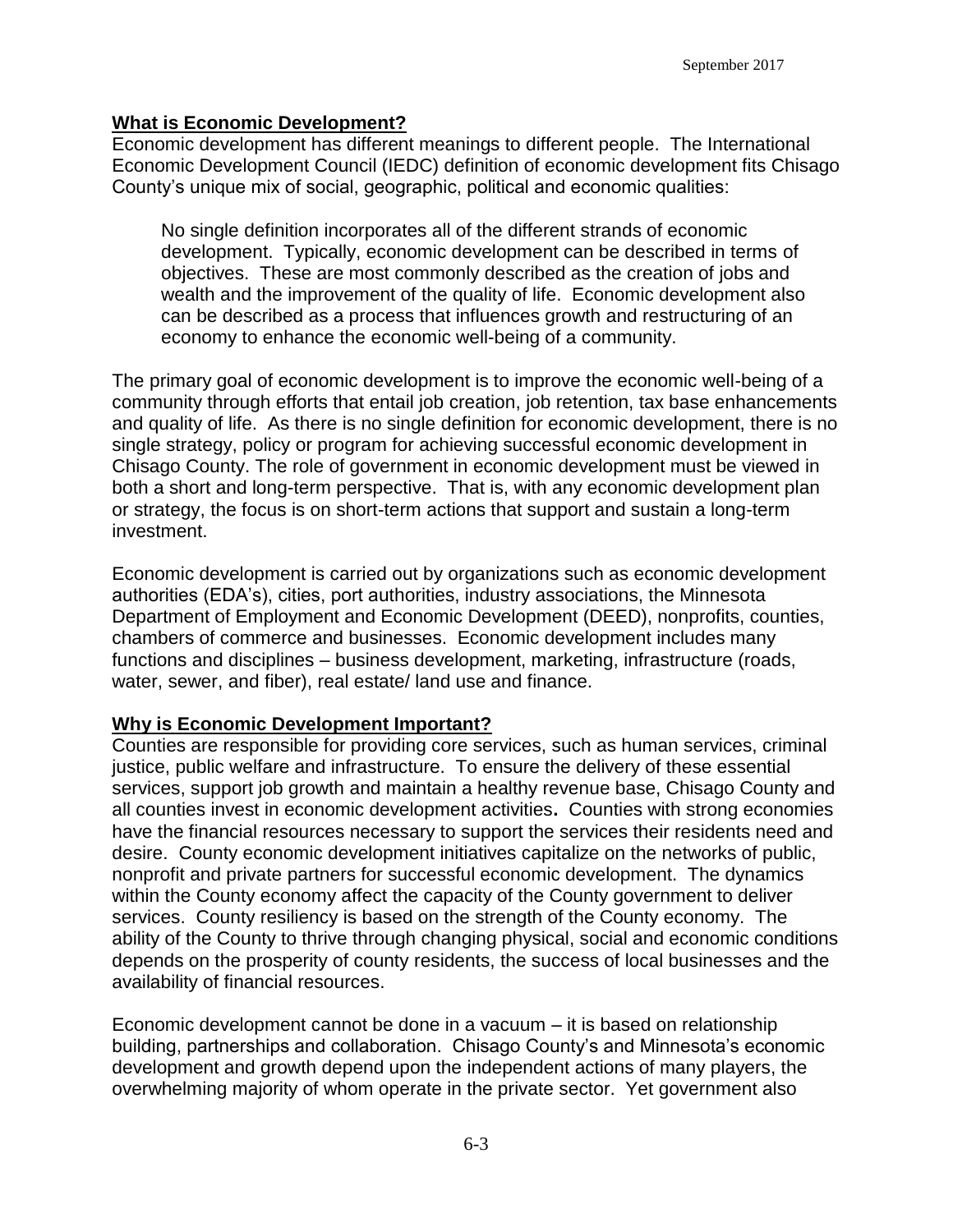## What is Economic Development?

Economic development has different meanings to different people. The International Economic Development Council (IEDC) definition of economic development fits Chisago County's unique mix of social, geographic, political and economic qualities:

> No single definition incorporates all of the different strands of economic development. Typically, economic development can be described in terms of objectives. These are most commonly described as the creation of jobs and wealth and the improvement of the quality of life. Economic development also can be described as a process that influences growth and restructuring of an economy to enhance the economic well-being of a community.

The primary goal of economic development is to improve the economic well-being of a community through efforts that entail job creation, job retention, tax base enhancements and quality of life. As there is no single definition for economic development, there is no single strategy, policy or program for achieving successful economic development in Chisago County. The role of government in economic development must be viewed in both a short and long-term perspective. That is, with any economic development plan or strategy, the focus is on short-term actions that support and sustain a long-term investment.

Economic development is carried out by organizations such as economic development authorities (EDA's), cities, port authorities, industry associations, the Minnesota Department of Employment and Economic Development (DEED), nonprofits, counties, chambers of commerce and businesses. Economic development includes many functions and disciplines – business development, marketing, infrastructure (roads, water, sewer, and fiber), real estate/ land use and finance.

## Why is Economic Development Important?

Counties are responsible for providing core services, such as human services, criminal justice, public welfare and infrastructure. To ensure the delivery of these essential services, support job growth and maintain a healthy revenue base, Chisago County and all counties invest in economic development activities**.** Counties with strong economies have the financial resources necessary to support the services their residents need and desire. County economic development initiatives capitalize on the networks of public, nonprofit and private partners for successful economic development. The dynamics within the County economy affect the capacity of the County government to deliver services. County resiliency is based on the strength of the County economy. The ability of the County to thrive through changing physical, social and economic conditions depends on the prosperity of county residents, the success of local businesses and the availability of financial resources.

Economic development cannot be done in a vacuum – it is based on relationship building, partnerships and collaboration. Chisago County's and Minnesota's economic development and growth depend upon the independent actions of many players, the overwhelming majority of whom operate in the private sector. Yet government also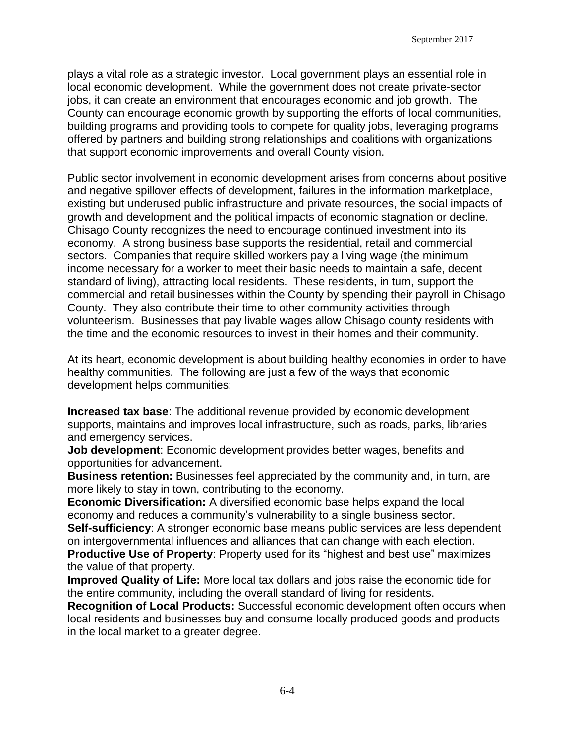plays a vital role as a strategic investor. Local government plays an essential role in local economic development. While the government does not create private-sector jobs, it can create an environment that encourages economic and job growth. The County can encourage economic growth by supporting the efforts of local communities, building programs and providing tools to compete for quality jobs, leveraging programs offered by partners and building strong relationships and coalitions with organizations that support economic improvements and overall County vision.

Public sector involvement in economic development arises from concerns about positive and negative spillover effects of development, failures in the information marketplace, existing but underused public infrastructure and private resources, the social impacts of growth and development and the political impacts of economic stagnation or decline. Chisago County recognizes the need to encourage continued investment into its economy. A strong business base supports the residential, retail and commercial sectors. Companies that require skilled workers pay a living wage (the minimum income necessary for a worker to meet their basic needs to maintain a safe, decent standard of living), attracting local residents. These residents, in turn, support the commercial and retail businesses within the County by spending their payroll in Chisago County. They also contribute their time to other community activities through volunteerism. Businesses that pay livable wages allow Chisago county residents with the time and the economic resources to invest in their homes and their community.

At its heart, economic development is about building healthy economies in order to have healthy communities. The following are just a few of the ways that economic development helps communities:

**Increased tax base**: The additional revenue provided by economic development supports, maintains and improves local infrastructure, such as roads, parks, libraries and emergency services.
**Job development**: Economic development provides better wages, benefits and opportunities for advancement.
**Business retention:** Businesses feel appreciated by the community and, in turn, are more likely to stay in town, contributing to the economy.
**Economic Diversification:** A diversified economic base helps expand the local economy and reduces a community's vulnerability to a single business sector.
**Self-sufficiency**: A stronger economic base means public services are less dependent on intergovernmental influences and alliances that can change with each election.
**Productive Use of Property**: Property used for its "highest and best use" maximizes the value of that property.
**Improved Quality of Life:** More local tax dollars and jobs raise the economic tide for the entire community, including the overall standard of living for residents.
**Recognition of Local Products:** Successful economic development often occurs when local residents and businesses buy and consume locally produced goods and products in the local market to a greater degree.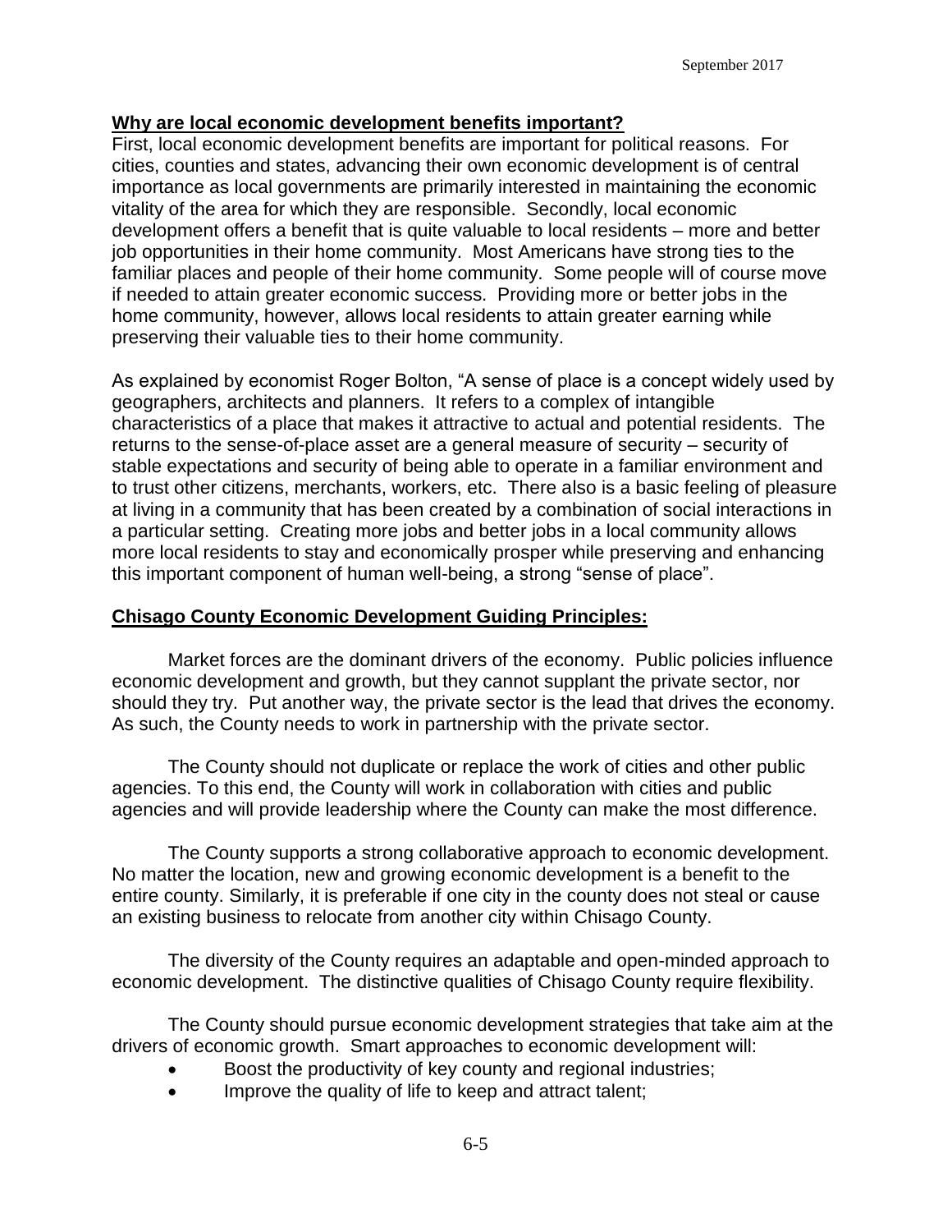**Why are local economic development benefits important?**

First, local economic development benefits are important for political reasons. For cities, counties and states, advancing their own economic development is of central importance as local governments are primarily interested in maintaining the economic vitality of the area for which they are responsible. Secondly, local economic development offers a benefit that is quite valuable to local residents – more and better job opportunities in their home community. Most Americans have strong ties to the familiar places and people of their home community. Some people will of course move if needed to attain greater economic success. Providing more or better jobs in the home community, however, allows local residents to attain greater earning while preserving their valuable ties to their home community.

As explained by economist Roger Bolton, "A sense of place is a concept widely used by geographers, architects and planners. It refers to a complex of intangible characteristics of a place that makes it attractive to actual and potential residents. The returns to the sense-of-place asset are a general measure of security – security of stable expectations and security of being able to operate in a familiar environment and to trust other citizens, merchants, workers, etc. There also is a basic feeling of pleasure at living in a community that has been created by a combination of social interactions in a particular setting. Creating more jobs and better jobs in a local community allows more local residents to stay and economically prosper while preserving and enhancing this important component of human well-being, a strong "sense of place".

**Chisago County Economic Development Guiding Principles:**

Market forces are the dominant drivers of the economy. Public policies influence economic development and growth, but they cannot supplant the private sector, nor should they try. Put another way, the private sector is the lead that drives the economy. As such, the County needs to work in partnership with the private sector.

The County should not duplicate or replace the work of cities and other public agencies. To this end, the County will work in collaboration with cities and public agencies and will provide leadership where the County can make the most difference.

The County supports a strong collaborative approach to economic development. No matter the location, new and growing economic development is a benefit to the entire county. Similarly, it is preferable if one city in the county does not steal or cause an existing business to relocate from another city within Chisago County.

The diversity of the County requires an adaptable and open-minded approach to economic development. The distinctive qualities of Chisago County require flexibility.

The County should pursue economic development strategies that take aim at the drivers of economic growth. Smart approaches to economic development will:

- Boost the productivity of key county and regional industries;
- Improve the quality of life to keep and attract talent;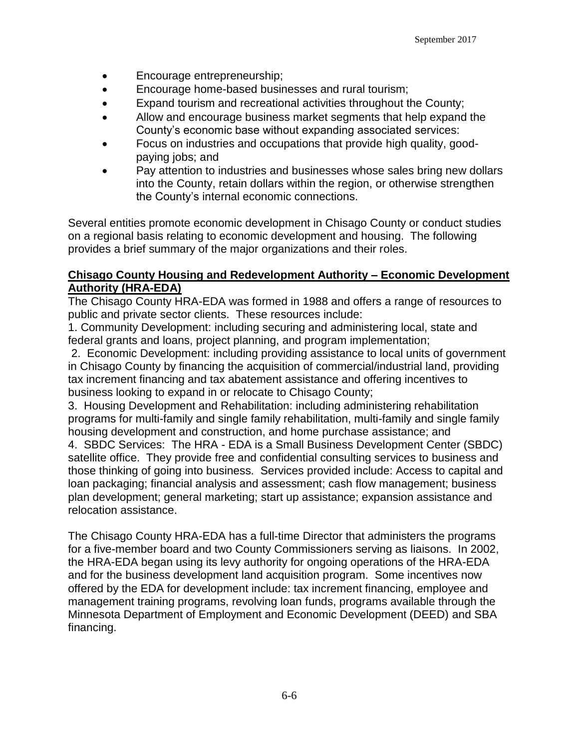- Encourage entrepreneurship;
- Encourage home-based businesses and rural tourism;
- Expand tourism and recreational activities throughout the County;
- Allow and encourage business market segments that help expand the County's economic base without expanding associated services:
- Focus on industries and occupations that provide high quality, good-paying jobs; and
- Pay attention to industries and businesses whose sales bring new dollars into the County, retain dollars within the region, or otherwise strengthen the County's internal economic connections.

Several entities promote economic development in Chisago County or conduct studies on a regional basis relating to economic development and housing. The following provides a brief summary of the major organizations and their roles.

**Chisago County Housing and Redevelopment Authority – Economic Development Authority (HRA-EDA)**

The Chisago County HRA-EDA was formed in 1988 and offers a range of resources to public and private sector clients. These resources include:

1. Community Development: including securing and administering local, state and federal grants and loans, project planning, and program implementation;
2. Economic Development: including providing assistance to local units of government in Chisago County by financing the acquisition of commercial/industrial land, providing tax increment financing and tax abatement assistance and offering incentives to business looking to expand in or relocate to Chisago County;
3. Housing Development and Rehabilitation: including administering rehabilitation programs for multi-family and single family rehabilitation, multi-family and single family housing development and construction, and home purchase assistance; and
4. SBDC Services: The HRA - EDA is a Small Business Development Center (SBDC) satellite office. They provide free and confidential consulting services to business and those thinking of going into business. Services provided include: Access to capital and loan packaging; financial analysis and assessment; cash flow management; business plan development; general marketing; start up assistance; expansion assistance and relocation assistance.

The Chisago County HRA-EDA has a full-time Director that administers the programs for a five-member board and two County Commissioners serving as liaisons. In 2002, the HRA-EDA began using its levy authority for ongoing operations of the HRA-EDA and for the business development land acquisition program. Some incentives now offered by the EDA for development include: tax increment financing, employee and management training programs, revolving loan funds, programs available through the Minnesota Department of Employment and Economic Development (DEED) and SBA financing.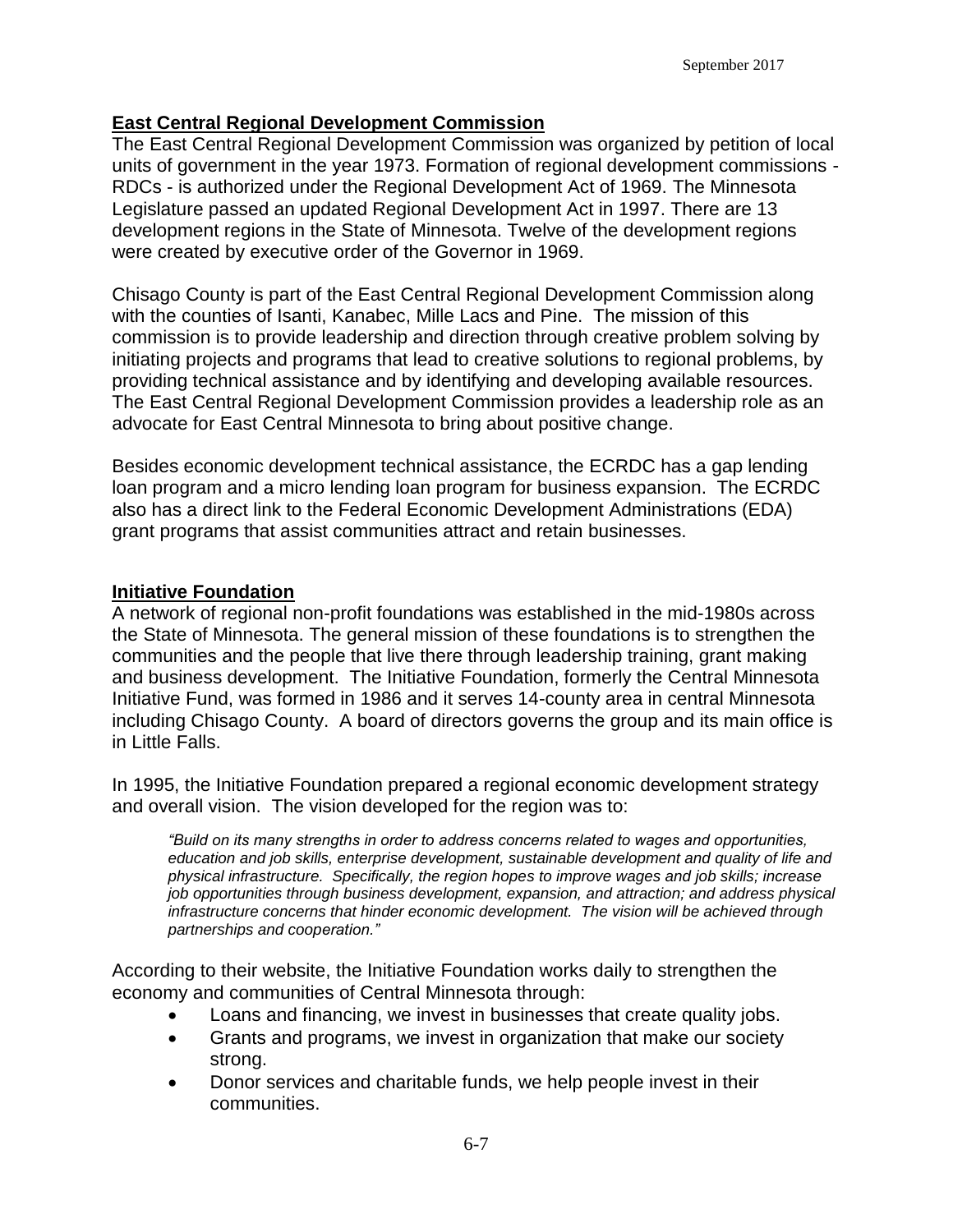## East Central Regional Development Commission

The East Central Regional Development Commission was organized by petition of local units of government in the year 1973. Formation of regional development commissions - RDCs - is authorized under the Regional Development Act of 1969. The Minnesota Legislature passed an updated Regional Development Act in 1997. There are 13 development regions in the State of Minnesota. Twelve of the development regions were created by executive order of the Governor in 1969.

Chisago County is part of the East Central Regional Development Commission along with the counties of Isanti, Kanabec, Mille Lacs and Pine. The mission of this commission is to provide leadership and direction through creative problem solving by initiating projects and programs that lead to creative solutions to regional problems, by providing technical assistance and by identifying and developing available resources. The East Central Regional Development Commission provides a leadership role as an advocate for East Central Minnesota to bring about positive change.

Besides economic development technical assistance, the ECRDC has a gap lending loan program and a micro lending loan program for business expansion. The ECRDC also has a direct link to the Federal Economic Development Administrations (EDA) grant programs that assist communities attract and retain businesses.

## Initiative Foundation

A network of regional non-profit foundations was established in the mid-1980s across the State of Minnesota. The general mission of these foundations is to strengthen the communities and the people that live there through leadership training, grant making and business development. The Initiative Foundation, formerly the Central Minnesota Initiative Fund, was formed in 1986 and it serves 14-county area in central Minnesota including Chisago County. A board of directors governs the group and its main office is in Little Falls.

In 1995, the Initiative Foundation prepared a regional economic development strategy and overall vision. The vision developed for the region was to:

> *"Build on its many strengths in order to address concerns related to wages and opportunities, education and job skills, enterprise development, sustainable development and quality of life and physical infrastructure. Specifically, the region hopes to improve wages and job skills; increase job opportunities through business development, expansion, and attraction; and address physical infrastructure concerns that hinder economic development. The vision will be achieved through partnerships and cooperation."*

According to their website, the Initiative Foundation works daily to strengthen the economy and communities of Central Minnesota through:

- Loans and financing, we invest in businesses that create quality jobs.
- Grants and programs, we invest in organization that make our society strong.
- Donor services and charitable funds, we help people invest in their communities.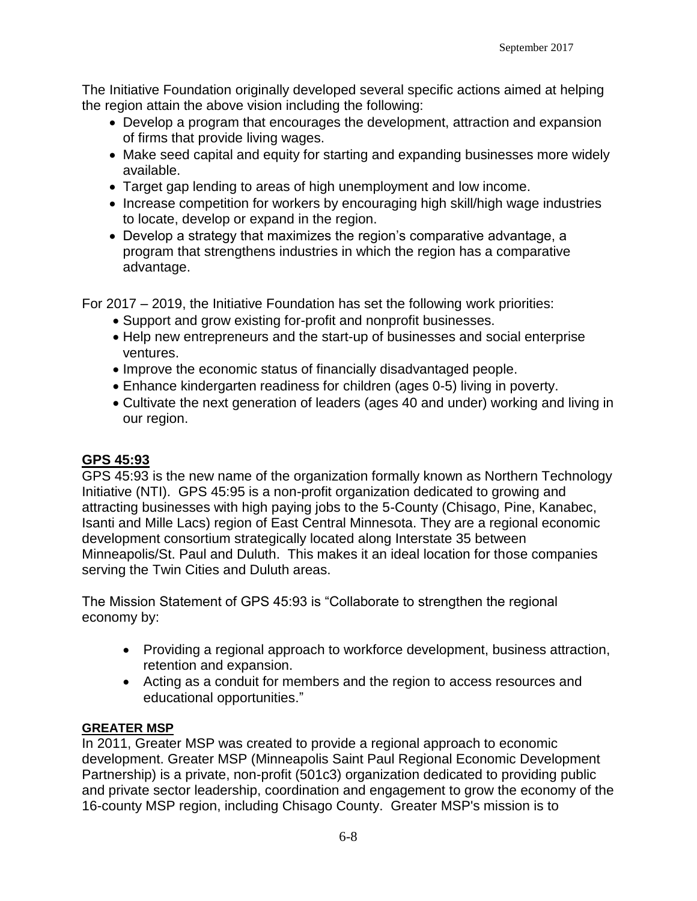The Initiative Foundation originally developed several specific actions aimed at helping the region attain the above vision including the following:

- Develop a program that encourages the development, attraction and expansion of firms that provide living wages.
- Make seed capital and equity for starting and expanding businesses more widely available.
- Target gap lending to areas of high unemployment and low income.
- Increase competition for workers by encouraging high skill/high wage industries to locate, develop or expand in the region.
- Develop a strategy that maximizes the region's comparative advantage, a program that strengthens industries in which the region has a comparative advantage.

For 2017 – 2019, the Initiative Foundation has set the following work priorities:

- Support and grow existing for-profit and nonprofit businesses.
- Help new entrepreneurs and the start-up of businesses and social enterprise ventures.
- Improve the economic status of financially disadvantaged people.
- Enhance kindergarten readiness for children (ages 0-5) living in poverty.
- Cultivate the next generation of leaders (ages 40 and under) working and living in our region.

## GPS 45:93

GPS 45:93 is the new name of the organization formally known as Northern Technology Initiative (NTI). GPS 45:95 is a non-profit organization dedicated to growing and attracting businesses with high paying jobs to the 5-County (Chisago, Pine, Kanabec, Isanti and Mille Lacs) region of East Central Minnesota. They are a regional economic development consortium strategically located along Interstate 35 between Minneapolis/St. Paul and Duluth. This makes it an ideal location for those companies serving the Twin Cities and Duluth areas.

The Mission Statement of GPS 45:93 is "Collaborate to strengthen the regional economy by:

- Providing a regional approach to workforce development, business attraction, retention and expansion.
- Acting as a conduit for members and the region to access resources and educational opportunities."

## GREATER MSP

In 2011, Greater MSP was created to provide a regional approach to economic development. Greater MSP (Minneapolis Saint Paul Regional Economic Development Partnership) is a private, non-profit (501c3) organization dedicated to providing public and private sector leadership, coordination and engagement to grow the economy of the 16-county MSP region, including Chisago County. Greater MSP's mission is to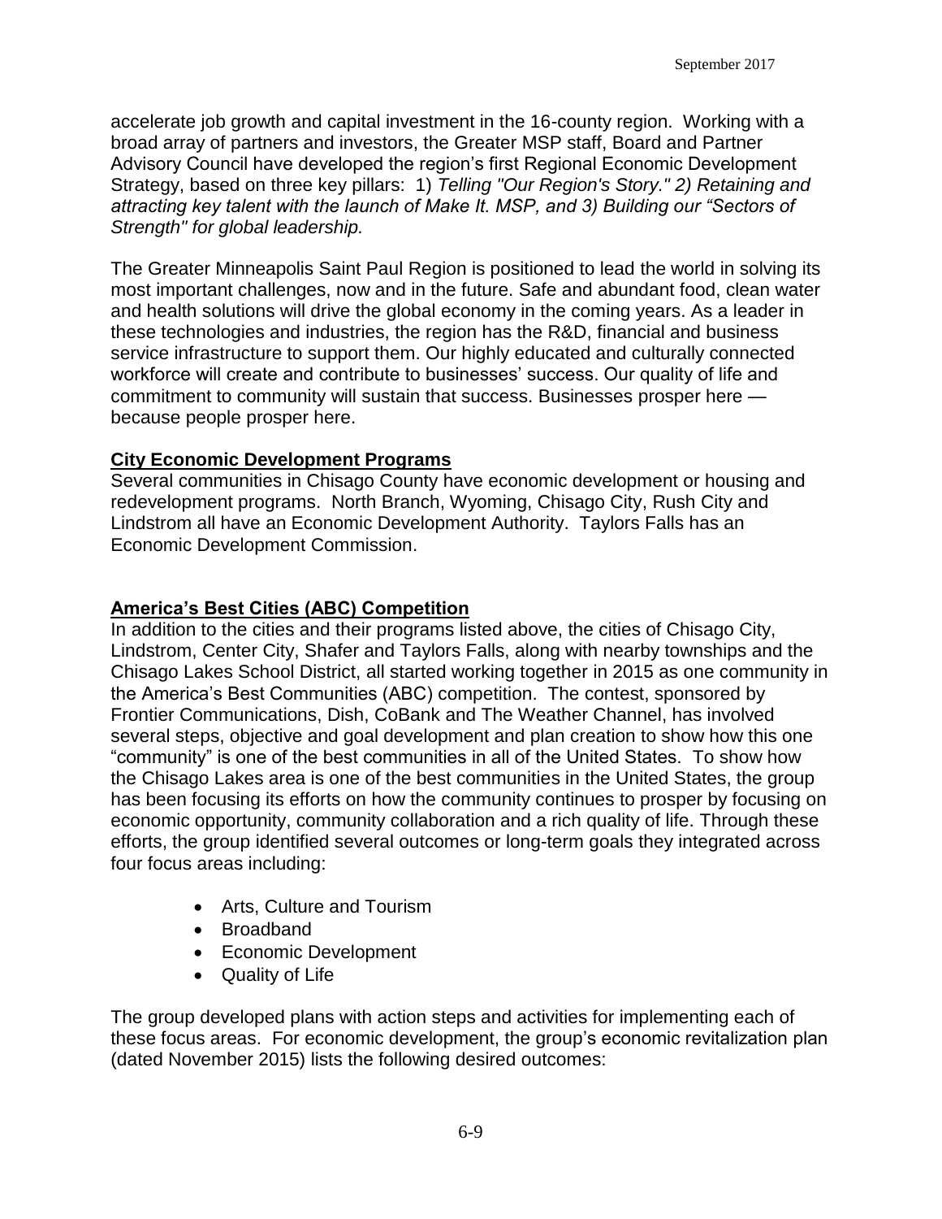accelerate job growth and capital investment in the 16-county region. Working with a broad array of partners and investors, the Greater MSP staff, Board and Partner Advisory Council have developed the region's first Regional Economic Development Strategy, based on three key pillars: 1) *Telling "Our Region's Story." 2) Retaining and attracting key talent with the launch of Make It. MSP, and 3) Building our "Sectors of Strength" for global leadership.*

The Greater Minneapolis Saint Paul Region is positioned to lead the world in solving its most important challenges, now and in the future. Safe and abundant food, clean water and health solutions will drive the global economy in the coming years. As a leader in these technologies and industries, the region has the R&D, financial and business service infrastructure to support them. Our highly educated and culturally connected workforce will create and contribute to businesses' success. Our quality of life and commitment to community will sustain that success. Businesses prosper here — because people prosper here.

**City Economic Development Programs**

Several communities in Chisago County have economic development or housing and redevelopment programs. North Branch, Wyoming, Chisago City, Rush City and Lindstrom all have an Economic Development Authority. Taylors Falls has an Economic Development Commission.

**America's Best Cities (ABC) Competition**

In addition to the cities and their programs listed above, the cities of Chisago City, Lindstrom, Center City, Shafer and Taylors Falls, along with nearby townships and the Chisago Lakes School District, all started working together in 2015 as one community in the America's Best Communities (ABC) competition. The contest, sponsored by Frontier Communications, Dish, CoBank and The Weather Channel, has involved several steps, objective and goal development and plan creation to show how this one "community" is one of the best communities in all of the United States. To show how the Chisago Lakes area is one of the best communities in the United States, the group has been focusing its efforts on how the community continues to prosper by focusing on economic opportunity, community collaboration and a rich quality of life. Through these efforts, the group identified several outcomes or long-term goals they integrated across four focus areas including:

- Arts, Culture and Tourism
- Broadband
- Economic Development
- Quality of Life

The group developed plans with action steps and activities for implementing each of these focus areas. For economic development, the group's economic revitalization plan (dated November 2015) lists the following desired outcomes: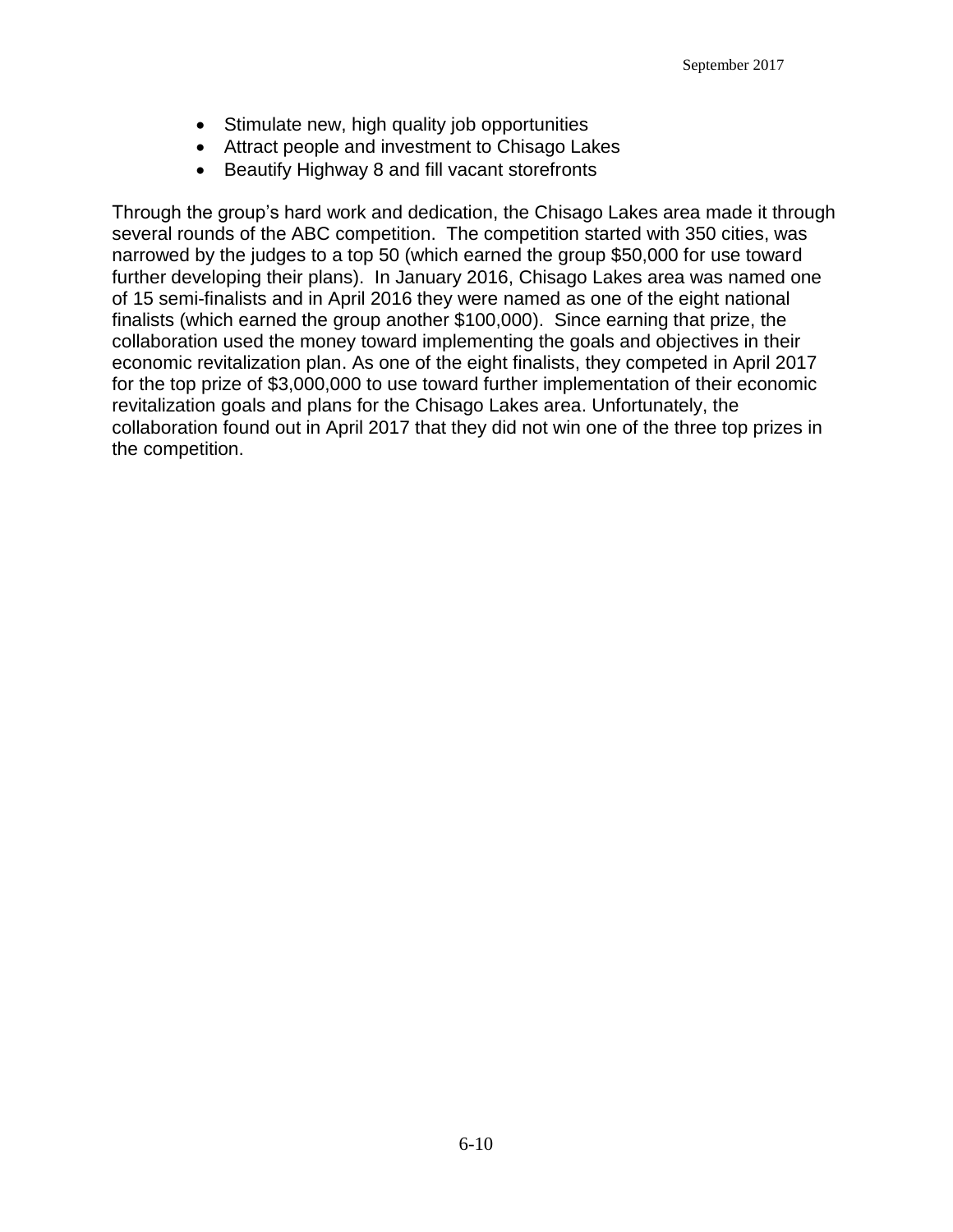- Stimulate new, high quality job opportunities
- Attract people and investment to Chisago Lakes
- Beautify Highway 8 and fill vacant storefronts

Through the group's hard work and dedication, the Chisago Lakes area made it through several rounds of the ABC competition. The competition started with 350 cities, was narrowed by the judges to a top 50 (which earned the group $50,000 for use toward further developing their plans). In January 2016, Chisago Lakes area was named one of 15 semi-finalists and in April 2016 they were named as one of the eight national finalists (which earned the group another $100,000). Since earning that prize, the collaboration used the money toward implementing the goals and objectives in their economic revitalization plan. As one of the eight finalists, they competed in April 2017 for the top prize of $3,000,000 to use toward further implementation of their economic revitalization goals and plans for the Chisago Lakes area. Unfortunately, the collaboration found out in April 2017 that they did not win one of the three top prizes in the competition.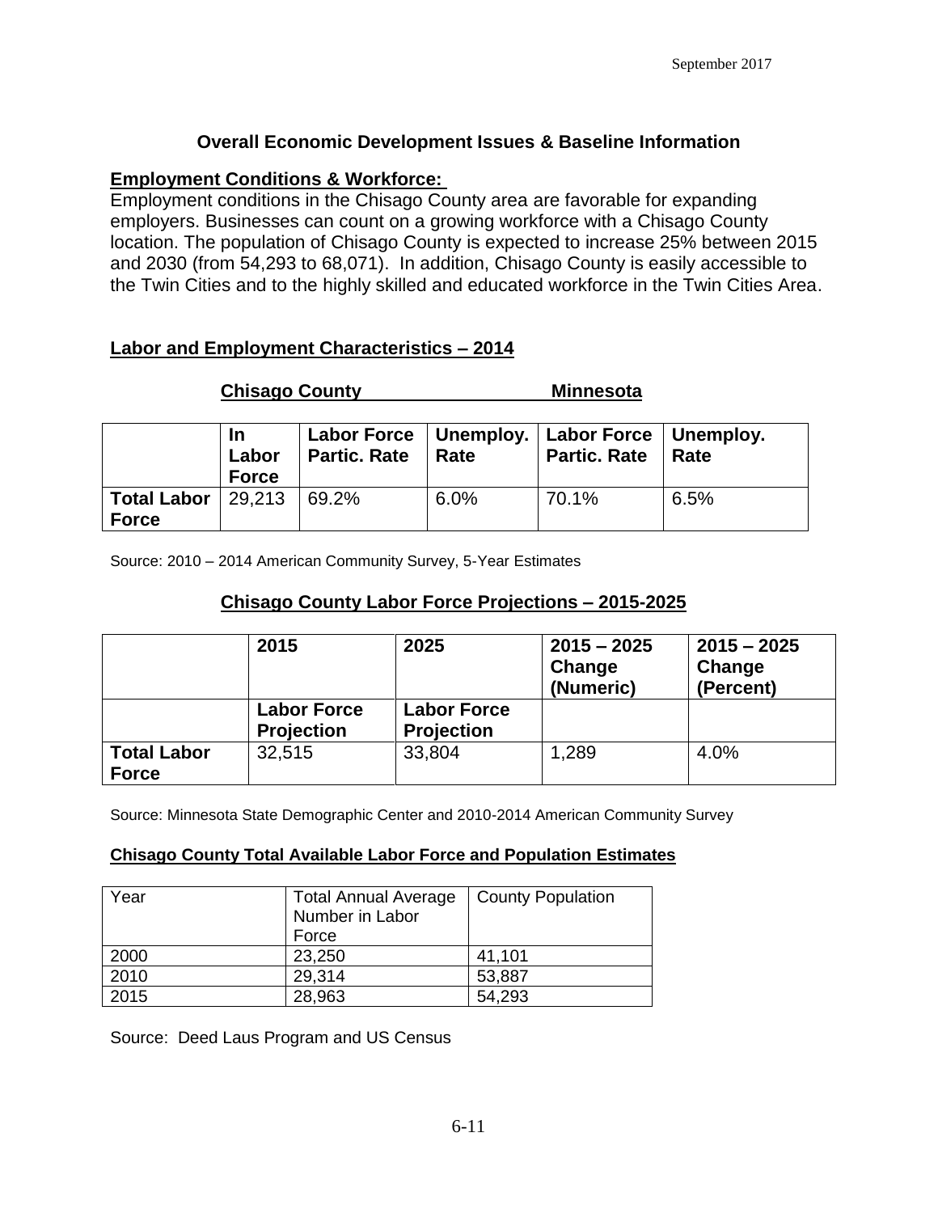## Overall Economic Development Issues & Baseline Information

**Employment Conditions & Workforce:**

Employment conditions in the Chisago County area are favorable for expanding employers. Businesses can count on a growing workforce with a Chisago County location. The population of Chisago County is expected to increase 25% between 2015 and 2030 (from 54,293 to 68,071). In addition, Chisago County is easily accessible to the Twin Cities and to the highly skilled and educated workforce in the Twin Cities Area.

**Labor and Employment Characteristics – 2014**

| | Chisago County | | | Minnesota | |
|---|---|---|---|---|---|
| | In Labor Force | Labor Force Partic. Rate | Unemploy. Rate | Labor Force Partic. Rate | Unemploy. Rate |
| **Total Labor Force** | 29,213 | 69.2% | 6.0% | 70.1% | 6.5% |

Source: 2010 – 2014 American Community Survey, 5-Year Estimates

**Chisago County Labor Force Projections – 2015-2025**

| | 2015 | 2025 | 2015 – 2025 Change (Numeric) | 2015 – 2025 Change (Percent) |
|---|---|---|---|---|
| | Labor Force Projection | Labor Force Projection | | |
| **Total Labor Force** | 32,515 | 33,804 | 1,289 | 4.0% |

Source: Minnesota State Demographic Center and 2010-2014 American Community Survey

**Chisago County Total Available Labor Force and Population Estimates**

| Year | Total Annual Average Number in Labor Force | County Population |
|---|---|---|
| 2000 | 23,250 | 41,101 |
| 2010 | 29,314 | 53,887 |
| 2015 | 28,963 | 54,293 |

Source: Deed Laus Program and US Census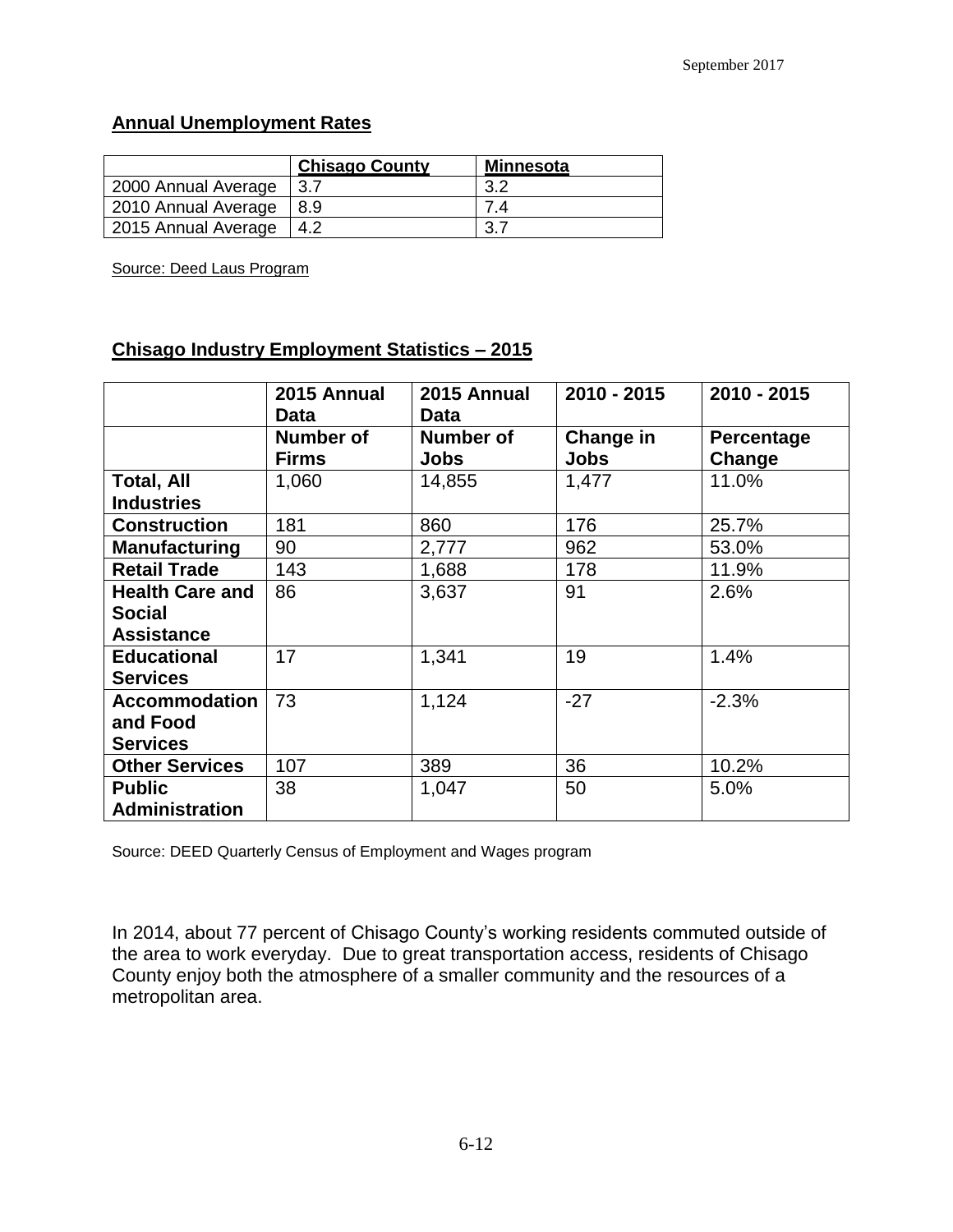## Annual Unemployment Rates

| | Chisago County | Minnesota |
|---|---|---|
| 2000 Annual Average | 3.7 | 3.2 |
| 2010 Annual Average | 8.9 | 7.4 |
| 2015 Annual Average | 4.2 | 3.7 |

Source: Deed Laus Program

## Chisago Industry Employment Statistics – 2015

| | 2015 Annual Data | 2015 Annual Data | 2010 - 2015 | 2010 - 2015 |
|---|---|---|---|---|
| | **Number of Firms** | **Number of Jobs** | **Change in Jobs** | **Percentage Change** |
| **Total, All Industries** | 1,060 | 14,855 | 1,477 | 11.0% |
| **Construction** | 181 | 860 | 176 | 25.7% |
| **Manufacturing** | 90 | 2,777 | 962 | 53.0% |
| **Retail Trade** | 143 | 1,688 | 178 | 11.9% |
| **Health Care and Social Assistance** | 86 | 3,637 | 91 | 2.6% |
| **Educational Services** | 17 | 1,341 | 19 | 1.4% |
| **Accommodation and Food Services** | 73 | 1,124 | -27 | -2.3% |
| **Other Services** | 107 | 389 | 36 | 10.2% |
| **Public Administration** | 38 | 1,047 | 50 | 5.0% |

Source: DEED Quarterly Census of Employment and Wages program

In 2014, about 77 percent of Chisago County's working residents commuted outside of the area to work everyday. Due to great transportation access, residents of Chisago County enjoy both the atmosphere of a smaller community and the resources of a metropolitan area.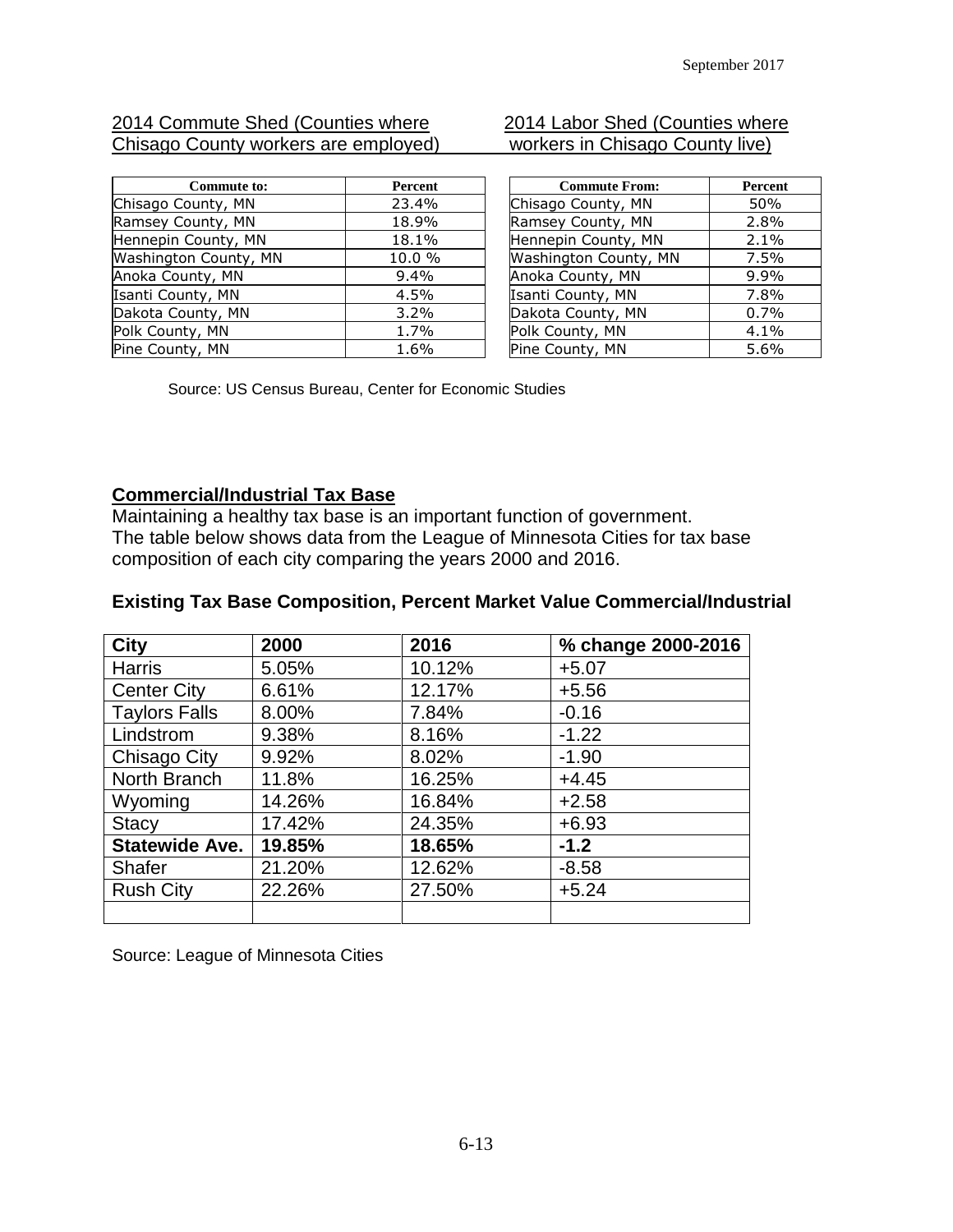2014 Commute Shed (Counties where Chisago County workers are employed)

| Commute to: | Percent |
|---|---|
| Chisago County, MN | 23.4% |
| Ramsey County, MN | 18.9% |
| Hennepin County, MN | 18.1% |
| Washington County, MN | 10.0 % |
| Anoka County, MN | 9.4% |
| Isanti County, MN | 4.5% |
| Dakota County, MN | 3.2% |
| Polk County, MN | 1.7% |
| Pine County, MN | 1.6% |

2014 Labor Shed (Counties where workers in Chisago County live)

| Commute From: | Percent |
|---|---|
| Chisago County, MN | 50% |
| Ramsey County, MN | 2.8% |
| Hennepin County, MN | 2.1% |
| Washington County, MN | 7.5% |
| Anoka County, MN | 9.9% |
| Isanti County, MN | 7.8% |
| Dakota County, MN | 0.7% |
| Polk County, MN | 4.1% |
| Pine County, MN | 5.6% |

Source: US Census Bureau, Center for Economic Studies

## Commercial/Industrial Tax Base

Maintaining a healthy tax base is an important function of government. The table below shows data from the League of Minnesota Cities for tax base composition of each city comparing the years 2000 and 2016.

### Existing Tax Base Composition, Percent Market Value Commercial/Industrial

| City | 2000 | 2016 | % change 2000-2016 |
|---|---|---|---|
| Harris | 5.05% | 10.12% | +5.07 |
| Center City | 6.61% | 12.17% | +5.56 |
| Taylors Falls | 8.00% | 7.84% | -0.16 |
| Lindstrom | 9.38% | 8.16% | -1.22 |
| Chisago City | 9.92% | 8.02% | -1.90 |
| North Branch | 11.8% | 16.25% | +4.45 |
| Wyoming | 14.26% | 16.84% | +2.58 |
| Stacy | 17.42% | 24.35% | +6.93 |
| **Statewide Ave.** | **19.85%** | **18.65%** | **-1.2** |
| Shafer | 21.20% | 12.62% | -8.58 |
| Rush City | 22.26% | 27.50% | +5.24 |
| | | | |

Source: League of Minnesota Cities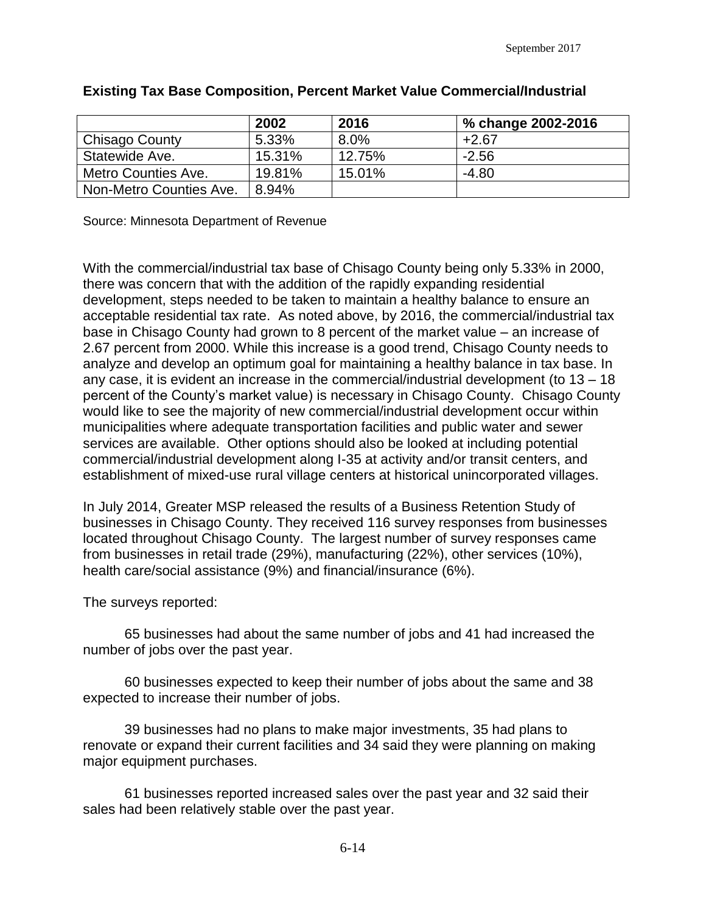**Existing Tax Base Composition, Percent Market Value Commercial/Industrial**

| | 2002 | 2016 | % change 2002-2016 |
|---|---|---|---|
| Chisago County | 5.33% | 8.0% | +2.67 |
| Statewide Ave. | 15.31% | 12.75% | -2.56 |
| Metro Counties Ave. | 19.81% | 15.01% | -4.80 |
| Non-Metro Counties Ave. | 8.94% | | |

Source: Minnesota Department of Revenue

With the commercial/industrial tax base of Chisago County being only 5.33% in 2000, there was concern that with the addition of the rapidly expanding residential development, steps needed to be taken to maintain a healthy balance to ensure an acceptable residential tax rate. As noted above, by 2016, the commercial/industrial tax base in Chisago County had grown to 8 percent of the market value – an increase of 2.67 percent from 2000. While this increase is a good trend, Chisago County needs to analyze and develop an optimum goal for maintaining a healthy balance in tax base. In any case, it is evident an increase in the commercial/industrial development (to 13 – 18 percent of the County's market value) is necessary in Chisago County. Chisago County would like to see the majority of new commercial/industrial development occur within municipalities where adequate transportation facilities and public water and sewer services are available. Other options should also be looked at including potential commercial/industrial development along I-35 at activity and/or transit centers, and establishment of mixed-use rural village centers at historical unincorporated villages.

In July 2014, Greater MSP released the results of a Business Retention Study of businesses in Chisago County. They received 116 survey responses from businesses located throughout Chisago County. The largest number of survey responses came from businesses in retail trade (29%), manufacturing (22%), other services (10%), health care/social assistance (9%) and financial/insurance (6%).

The surveys reported:

65 businesses had about the same number of jobs and 41 had increased the number of jobs over the past year.

60 businesses expected to keep their number of jobs about the same and 38 expected to increase their number of jobs.

39 businesses had no plans to make major investments, 35 had plans to renovate or expand their current facilities and 34 said they were planning on making major equipment purchases.

61 businesses reported increased sales over the past year and 32 said their sales had been relatively stable over the past year.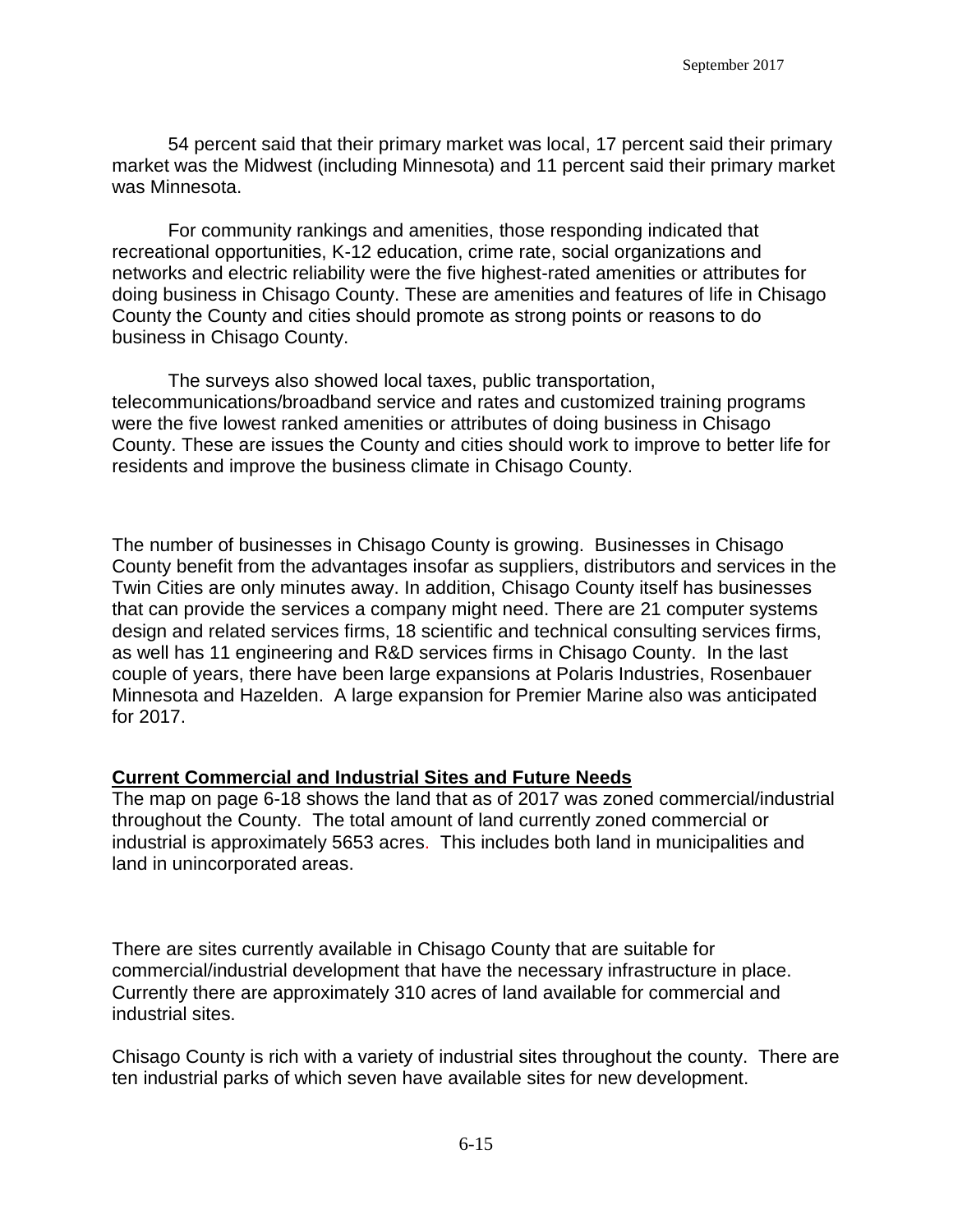54 percent said that their primary market was local, 17 percent said their primary market was the Midwest (including Minnesota) and 11 percent said their primary market was Minnesota.

For community rankings and amenities, those responding indicated that recreational opportunities, K-12 education, crime rate, social organizations and networks and electric reliability were the five highest-rated amenities or attributes for doing business in Chisago County. These are amenities and features of life in Chisago County the County and cities should promote as strong points or reasons to do business in Chisago County.

The surveys also showed local taxes, public transportation, telecommunications/broadband service and rates and customized training programs were the five lowest ranked amenities or attributes of doing business in Chisago County. These are issues the County and cities should work to improve to better life for residents and improve the business climate in Chisago County.

The number of businesses in Chisago County is growing. Businesses in Chisago County benefit from the advantages insofar as suppliers, distributors and services in the Twin Cities are only minutes away. In addition, Chisago County itself has businesses that can provide the services a company might need. There are 21 computer systems design and related services firms, 18 scientific and technical consulting services firms, as well has 11 engineering and R&D services firms in Chisago County. In the last couple of years, there have been large expansions at Polaris Industries, Rosenbauer Minnesota and Hazelden. A large expansion for Premier Marine also was anticipated for 2017.

## Current Commercial and Industrial Sites and Future Needs

The map on page 6-18 shows the land that as of 2017 was zoned commercial/industrial throughout the County. The total amount of land currently zoned commercial or industrial is approximately 5653 acres. This includes both land in municipalities and land in unincorporated areas.

There are sites currently available in Chisago County that are suitable for commercial/industrial development that have the necessary infrastructure in place. Currently there are approximately 310 acres of land available for commercial and industrial sites.

Chisago County is rich with a variety of industrial sites throughout the county. There are ten industrial parks of which seven have available sites for new development.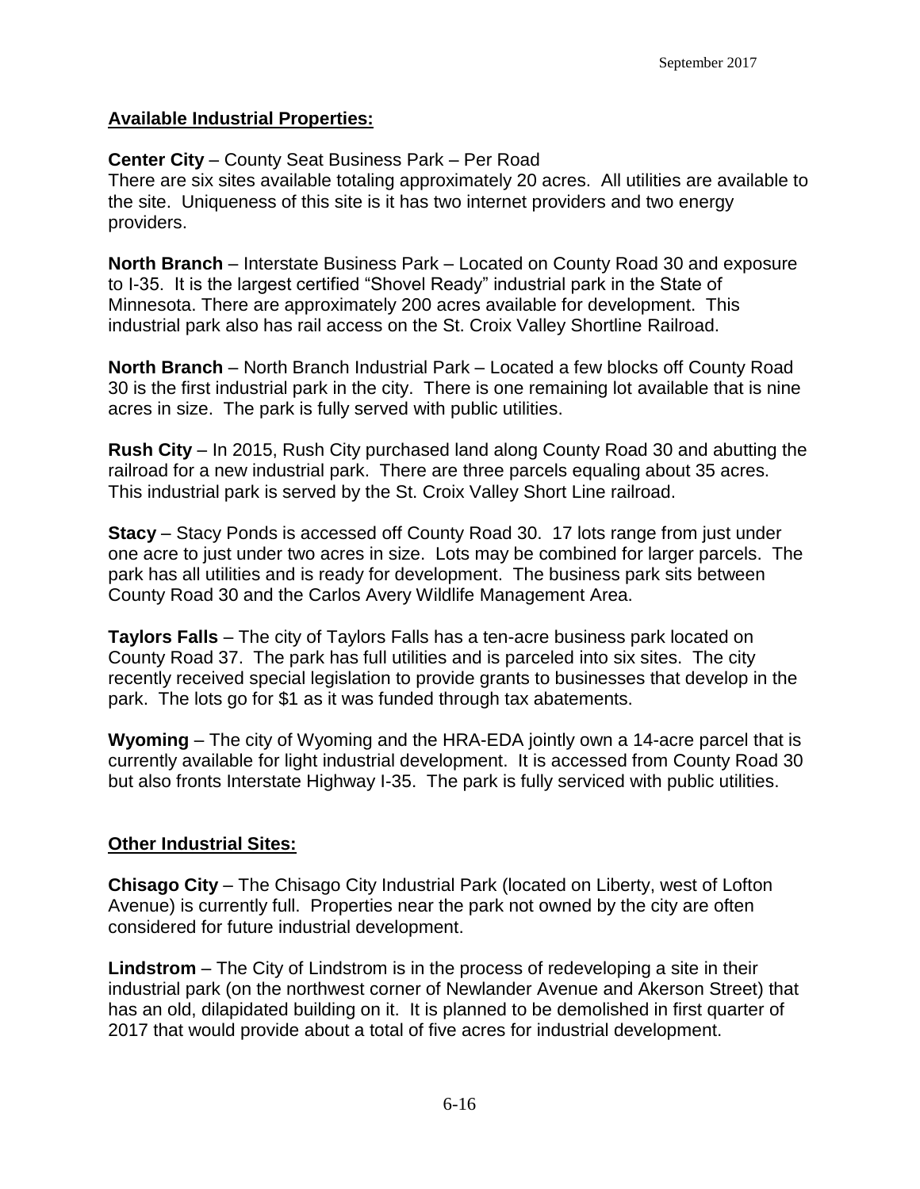**Available Industrial Properties:**

**Center City** – County Seat Business Park – Per Road
There are six sites available totaling approximately 20 acres. All utilities are available to the site. Uniqueness of this site is it has two internet providers and two energy providers.

**North Branch** – Interstate Business Park – Located on County Road 30 and exposure to I-35. It is the largest certified "Shovel Ready" industrial park in the State of Minnesota. There are approximately 200 acres available for development. This industrial park also has rail access on the St. Croix Valley Shortline Railroad.

**North Branch** – North Branch Industrial Park – Located a few blocks off County Road 30 is the first industrial park in the city. There is one remaining lot available that is nine acres in size. The park is fully served with public utilities.

**Rush City** – In 2015, Rush City purchased land along County Road 30 and abutting the railroad for a new industrial park. There are three parcels equaling about 35 acres. This industrial park is served by the St. Croix Valley Short Line railroad.

**Stacy** – Stacy Ponds is accessed off County Road 30. 17 lots range from just under one acre to just under two acres in size. Lots may be combined for larger parcels. The park has all utilities and is ready for development. The business park sits between County Road 30 and the Carlos Avery Wildlife Management Area.

**Taylors Falls** – The city of Taylors Falls has a ten-acre business park located on County Road 37. The park has full utilities and is parceled into six sites. The city recently received special legislation to provide grants to businesses that develop in the park. The lots go for $1 as it was funded through tax abatements.

**Wyoming** – The city of Wyoming and the HRA-EDA jointly own a 14-acre parcel that is currently available for light industrial development. It is accessed from County Road 30 but also fronts Interstate Highway I-35. The park is fully serviced with public utilities.

**Other Industrial Sites:**

**Chisago City** – The Chisago City Industrial Park (located on Liberty, west of Lofton Avenue) is currently full. Properties near the park not owned by the city are often considered for future industrial development.

**Lindstrom** – The City of Lindstrom is in the process of redeveloping a site in their industrial park (on the northwest corner of Newlander Avenue and Akerson Street) that has an old, dilapidated building on it. It is planned to be demolished in first quarter of 2017 that would provide about a total of five acres for industrial development.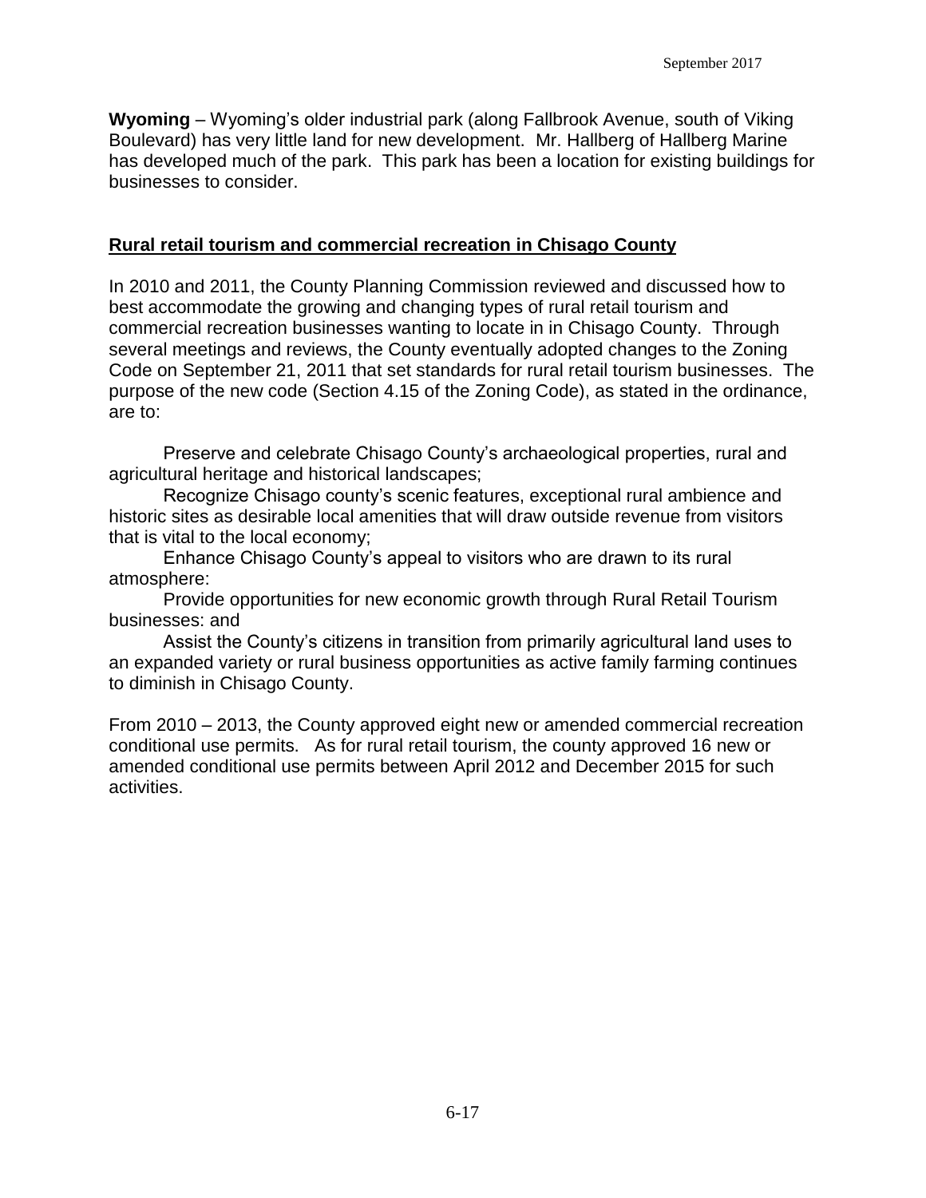**Wyoming** – Wyoming's older industrial park (along Fallbrook Avenue, south of Viking Boulevard) has very little land for new development. Mr. Hallberg of Hallberg Marine has developed much of the park. This park has been a location for existing buildings for businesses to consider.

## Rural retail tourism and commercial recreation in Chisago County

In 2010 and 2011, the County Planning Commission reviewed and discussed how to best accommodate the growing and changing types of rural retail tourism and commercial recreation businesses wanting to locate in in Chisago County. Through several meetings and reviews, the County eventually adopted changes to the Zoning Code on September 21, 2011 that set standards for rural retail tourism businesses. The purpose of the new code (Section 4.15 of the Zoning Code), as stated in the ordinance, are to:

Preserve and celebrate Chisago County's archaeological properties, rural and agricultural heritage and historical landscapes;

Recognize Chisago county's scenic features, exceptional rural ambience and historic sites as desirable local amenities that will draw outside revenue from visitors that is vital to the local economy;

Enhance Chisago County's appeal to visitors who are drawn to its rural atmosphere:

Provide opportunities for new economic growth through Rural Retail Tourism businesses: and

Assist the County's citizens in transition from primarily agricultural land uses to an expanded variety or rural business opportunities as active family farming continues to diminish in Chisago County.

From 2010 – 2013, the County approved eight new or amended commercial recreation conditional use permits. As for rural retail tourism, the county approved 16 new or amended conditional use permits between April 2012 and December 2015 for such activities.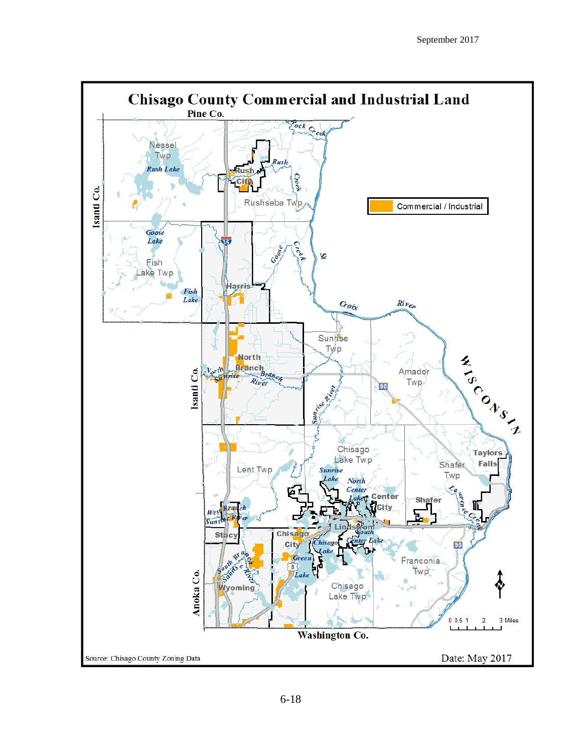# Chisago County Commercial and Industrial Land

Commercial / Industrial

Source: Chisago County Zoning Data

Date: May 2017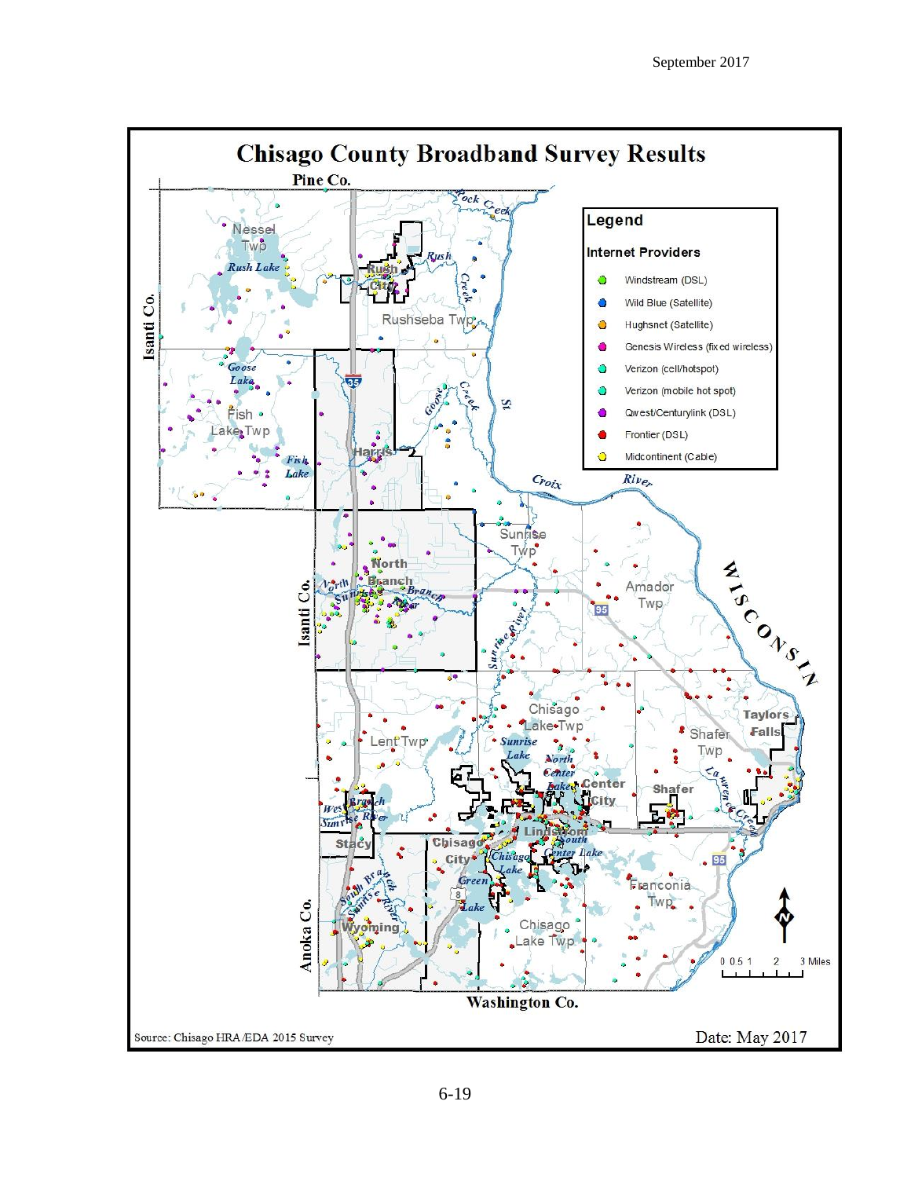# Chisago County Broadband Survey Results

**Legend**

**Internet Providers**

- Windstream (DSL)
- Wild Blue (Satellite)
- Hughsnet (Satellite)
- Genesis Wireless (fixed wireless)
- Verizon (cell/hotspot)
- Verizon (mobile hot spot)
- Qwest/Centurylink (DSL)
- Frontier (DSL)
- Midcontinent (Cable)

Pine Co. · Isanti Co. · Anoka Co. · Washington Co. · WISCONSIN

Nessel Twp · Rush Lake · Rush City · Rush Creek · Rushseba Twp · Rock Creek · Goose Lake · Fish Lake Twp · Fish Lake · Harris · Goose Creek · St. Croix River · Sunrise Twp · North Branch · North Branch Sunrise River · Amador Twp · Sunrise River · Chisago Lake Twp · Sunrise Lake · North Center Lake · Center City · Taylors Falls · Shafer Twp · Shafer · Lawrence Creek · Lent Twp · West Branch Sunrise River · Stacy · Chisago City · Lindstrom · South Center Lake · Chisago Lake · Green Lake · South Branch Sunrise River · Wyoming · Chisago Lake Twp · Franconia Twp · 35 · 95 · 8

0 0.5 1 2 3 Miles

Source: Chisago HRA/EDA 2015 Survey

Date: May 2017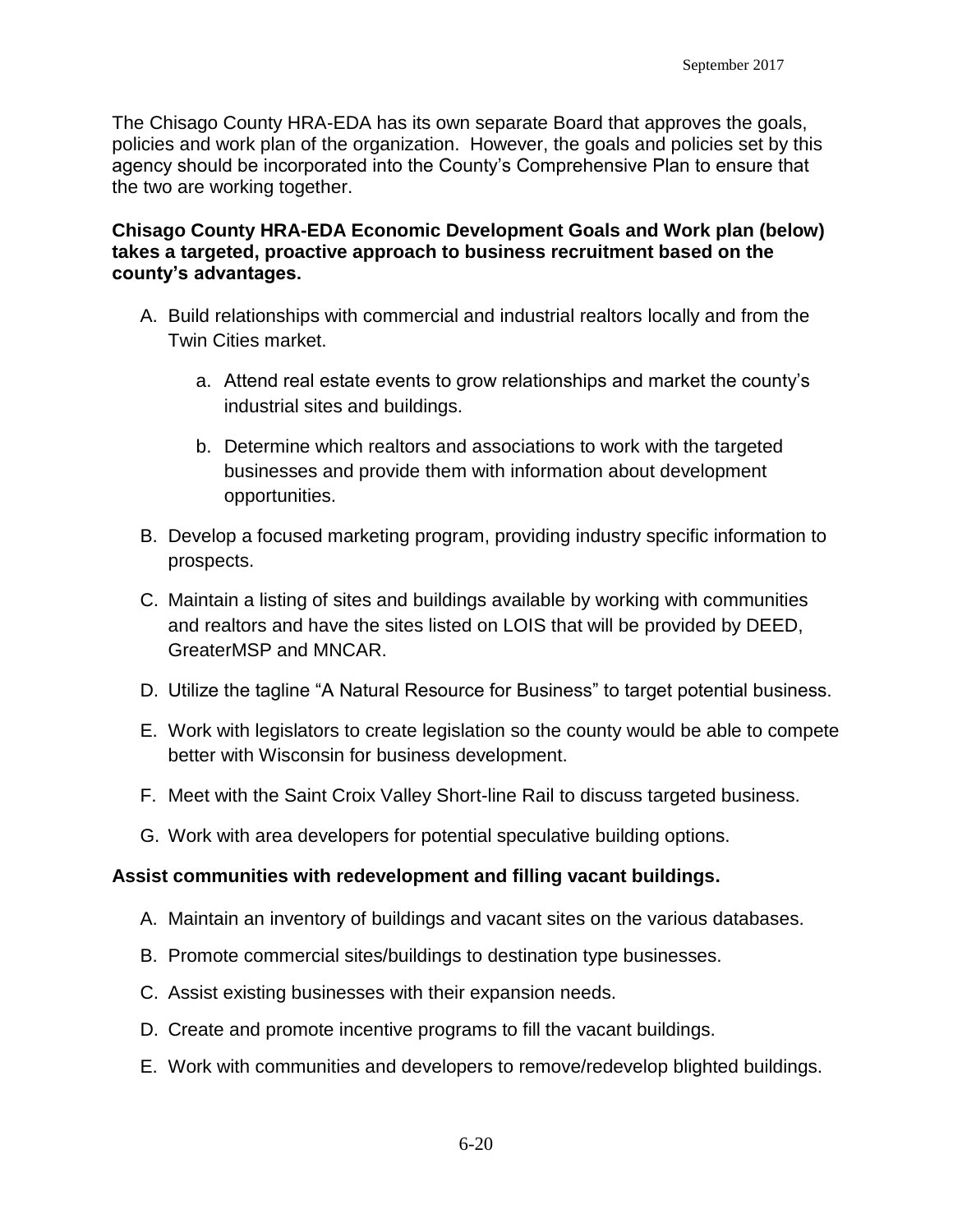The Chisago County HRA-EDA has its own separate Board that approves the goals, policies and work plan of the organization. However, the goals and policies set by this agency should be incorporated into the County's Comprehensive Plan to ensure that the two are working together.

**Chisago County HRA-EDA Economic Development Goals and Work plan (below) takes a targeted, proactive approach to business recruitment based on the county's advantages.**

A. Build relationships with commercial and industrial realtors locally and from the Twin Cities market.
    a. Attend real estate events to grow relationships and market the county's industrial sites and buildings.
    b. Determine which realtors and associations to work with the targeted businesses and provide them with information about development opportunities.
B. Develop a focused marketing program, providing industry specific information to prospects.
C. Maintain a listing of sites and buildings available by working with communities and realtors and have the sites listed on LOIS that will be provided by DEED, GreaterMSP and MNCAR.
D. Utilize the tagline "A Natural Resource for Business" to target potential business.
E. Work with legislators to create legislation so the county would be able to compete better with Wisconsin for business development.
F. Meet with the Saint Croix Valley Short-line Rail to discuss targeted business.
G. Work with area developers for potential speculative building options.

**Assist communities with redevelopment and filling vacant buildings.**

A. Maintain an inventory of buildings and vacant sites on the various databases.
B. Promote commercial sites/buildings to destination type businesses.
C. Assist existing businesses with their expansion needs.
D. Create and promote incentive programs to fill the vacant buildings.
E. Work with communities and developers to remove/redevelop blighted buildings.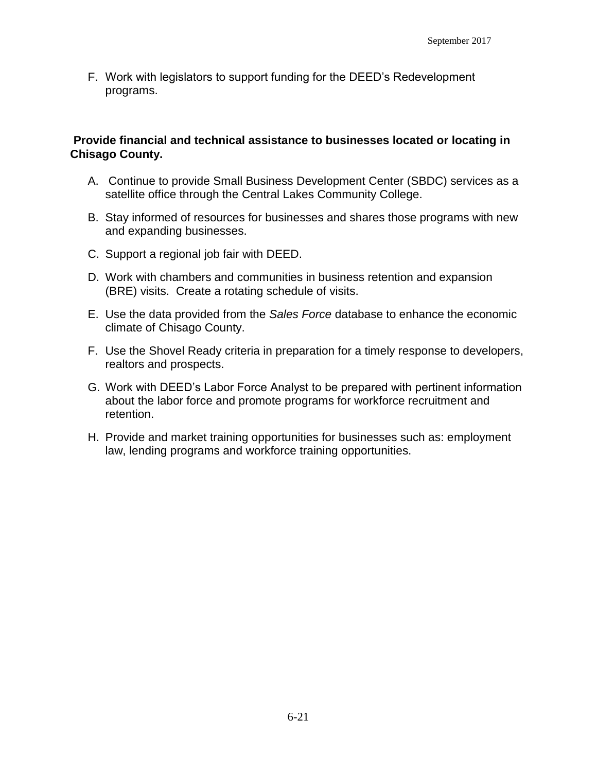F. Work with legislators to support funding for the DEED's Redevelopment programs.

**Provide financial and technical assistance to businesses located or locating in Chisago County.**

A. Continue to provide Small Business Development Center (SBDC) services as a satellite office through the Central Lakes Community College.

B. Stay informed of resources for businesses and shares those programs with new and expanding businesses.

C. Support a regional job fair with DEED.

D. Work with chambers and communities in business retention and expansion (BRE) visits. Create a rotating schedule of visits.

E. Use the data provided from the *Sales Force* database to enhance the economic climate of Chisago County.

F. Use the Shovel Ready criteria in preparation for a timely response to developers, realtors and prospects.

G. Work with DEED's Labor Force Analyst to be prepared with pertinent information about the labor force and promote programs for workforce recruitment and retention.

H. Provide and market training opportunities for businesses such as: employment law, lending programs and workforce training opportunities.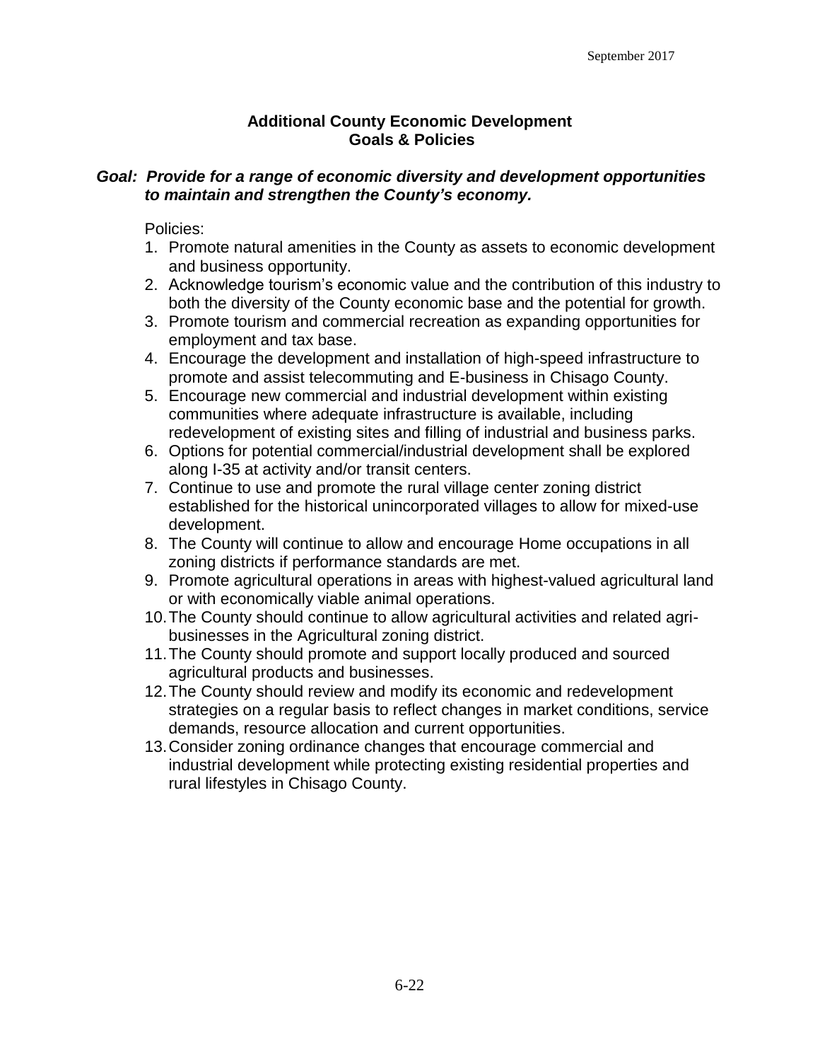## Additional County Economic Development Goals & Policies

***Goal: Provide for a range of economic diversity and development opportunities to maintain and strengthen the County's economy.***

Policies:

1. Promote natural amenities in the County as assets to economic development and business opportunity.
2. Acknowledge tourism's economic value and the contribution of this industry to both the diversity of the County economic base and the potential for growth.
3. Promote tourism and commercial recreation as expanding opportunities for employment and tax base.
4. Encourage the development and installation of high-speed infrastructure to promote and assist telecommuting and E-business in Chisago County.
5. Encourage new commercial and industrial development within existing communities where adequate infrastructure is available, including redevelopment of existing sites and filling of industrial and business parks.
6. Options for potential commercial/industrial development shall be explored along I-35 at activity and/or transit centers.
7. Continue to use and promote the rural village center zoning district established for the historical unincorporated villages to allow for mixed-use development.
8. The County will continue to allow and encourage Home occupations in all zoning districts if performance standards are met.
9. Promote agricultural operations in areas with highest-valued agricultural land or with economically viable animal operations.
10. The County should continue to allow agricultural activities and related agri-businesses in the Agricultural zoning district.
11. The County should promote and support locally produced and sourced agricultural products and businesses.
12. The County should review and modify its economic and redevelopment strategies on a regular basis to reflect changes in market conditions, service demands, resource allocation and current opportunities.
13. Consider zoning ordinance changes that encourage commercial and industrial development while protecting existing residential properties and rural lifestyles in Chisago County.